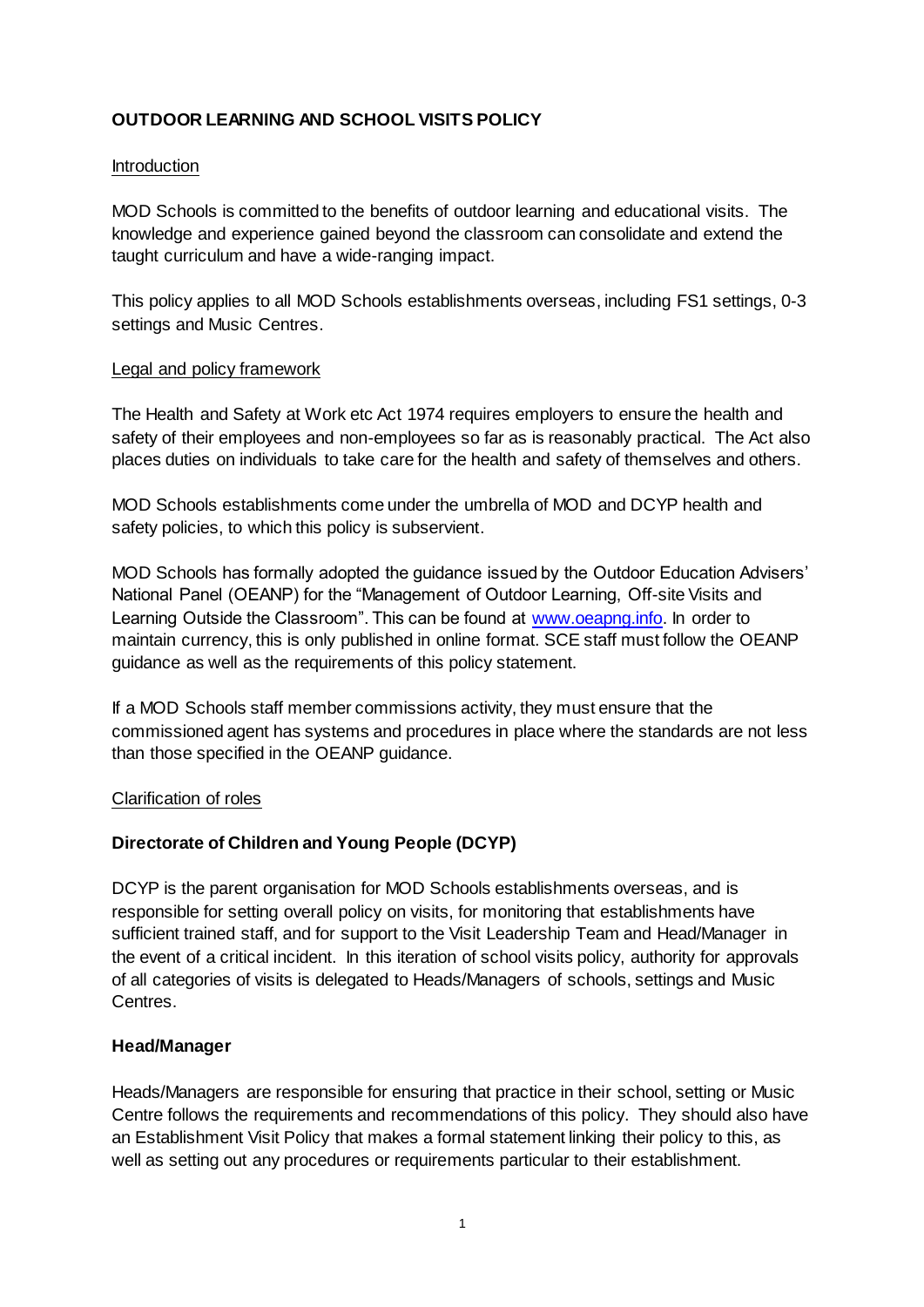# OUTDOOR LEARNING AND SCHOOL VISITS POLICY

## Introduction

MOD Schools is committed to the benefits of outdoor learning and educational visits. The knowledge and experience gained beyond the classroom can consolidate and extend the taught curriculum and have a wide-ranging impact.

This policy applies to all MOD Schools establishments overseas, including FS1 settings, 0-3 settings and Music Centres.

## Legal and policy framework

The Health and Safety at Work etc Act 1974 requires employers to ensure the health and safety of their employees and non-employees so far as is reasonably practical. The Act also places duties on individuals to take care for the health and safety of themselves and others.

MOD Schools establishments come under the umbrella of MOD and DCYP health and safety policies, to which this policy is subservient.

MOD Schools has formally adopted the guidance issued by the Outdoor Education Advisers' National Panel (OEANP) for the "Management of Outdoor Learning, Off-site Visits and Learning Outside the Classroom". This can be found at [www.oeapng.info](http://www.oeapng.info). In order to maintain currency, this is only published in online format. SCE staff must follow the OEANP guidance as well as the requirements of this policy statement.

If a MOD Schools staff member commissions activity, they must ensure that the commissioned agent has systems and procedures in place where the standards are not less than those specified in the OEANP guidance.

## Clarification of roles

### Directorate of Children and Young People (DCYP)

DCYP is the parent organisation for MOD Schools establishments overseas, and is responsible for setting overall policy on visits, for monitoring that establishments have sufficient trained staff, and for support to the Visit Leadership Team and Head/Manager in the event of a critical incident. In this iteration of school visits policy, authority for approvals of all categories of visits is delegated to Heads/Managers of schools, settings and Music Centres.

### Head/Manager

Heads/Managers are responsible for ensuring that practice in their school, setting or Music Centre follows the requirements and recommendations of this policy. They should also have an Establishment Visit Policy that makes a formal statement linking their policy to this, as well as setting out any procedures or requirements particular to their establishment.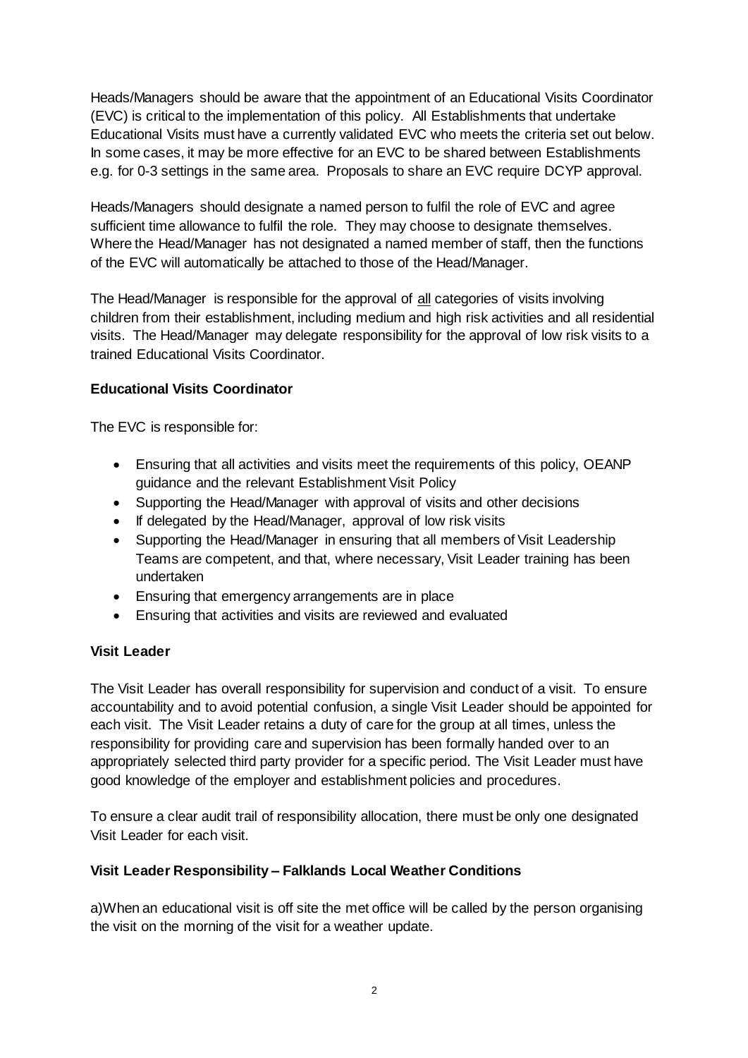Heads/Managers should be aware that the appointment of an Educational Visits Coordinator (EVC) is critical to the implementation of this policy. All Establishments that undertake Educational Visits must have a currently validated EVC who meets the criteria set out below. In some cases, it may be more effective for an EVC to be shared between Establishments e.g. for 0-3 settings in the same area. Proposals to share an EVC require DCYP approval.

Heads/Managers should designate a named person to fulfil the role of EVC and agree sufficient time allowance to fulfil the role. They may choose to designate themselves. Where the Head/Manager has not designated a named member of staff, then the functions of the EVC will automatically be attached to those of the Head/Manager.

The Head/Manager is responsible for the approval of <u>all</u> categories of visits involving children from their establishment, including medium and high risk activities and all residential visits. The Head/Manager may delegate responsibility for the approval of low risk visits to a trained Educational Visits Coordinator.

**Educational Visits Coordinator**

The EVC is responsible for:

- Ensuring that all activities and visits meet the requirements of this policy, OEANP guidance and the relevant Establishment Visit Policy
- Supporting the Head/Manager with approval of visits and other decisions
- If delegated by the Head/Manager, approval of low risk visits
- Supporting the Head/Manager in ensuring that all members of Visit Leadership Teams are competent, and that, where necessary, Visit Leader training has been undertaken
- Ensuring that emergency arrangements are in place
- Ensuring that activities and visits are reviewed and evaluated

**Visit Leader**

The Visit Leader has overall responsibility for supervision and conduct of a visit. To ensure accountability and to avoid potential confusion, a single Visit Leader should be appointed for each visit. The Visit Leader retains a duty of care for the group at all times, unless the responsibility for providing care and supervision has been formally handed over to an appropriately selected third party provider for a specific period. The Visit Leader must have good knowledge of the employer and establishment policies and procedures.

To ensure a clear audit trail of responsibility allocation, there must be only one designated Visit Leader for each visit.

**Visit Leader Responsibility – Falklands Local Weather Conditions**

a)When an educational visit is off site the met office will be called by the person organising the visit on the morning of the visit for a weather update.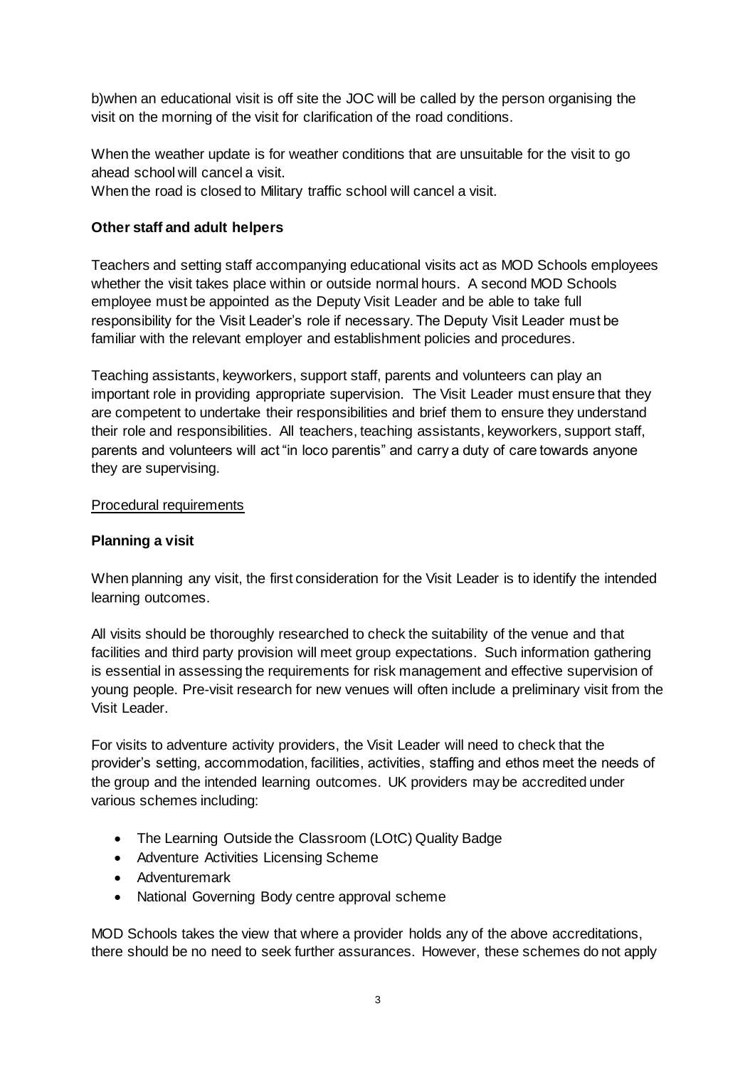b)when an educational visit is off site the JOC will be called by the person organising the visit on the morning of the visit for clarification of the road conditions.

When the weather update is for weather conditions that are unsuitable for the visit to go ahead school will cancel a visit.
When the road is closed to Military traffic school will cancel a visit.

**Other staff and adult helpers**

Teachers and setting staff accompanying educational visits act as MOD Schools employees whether the visit takes place within or outside normal hours. A second MOD Schools employee must be appointed as the Deputy Visit Leader and be able to take full responsibility for the Visit Leader's role if necessary. The Deputy Visit Leader must be familiar with the relevant employer and establishment policies and procedures.

Teaching assistants, keyworkers, support staff, parents and volunteers can play an important role in providing appropriate supervision. The Visit Leader must ensure that they are competent to undertake their responsibilities and brief them to ensure they understand their role and responsibilities. All teachers, teaching assistants, keyworkers, support staff, parents and volunteers will act "in loco parentis" and carry a duty of care towards anyone they are supervising.

Procedural requirements

**Planning a visit**

When planning any visit, the first consideration for the Visit Leader is to identify the intended learning outcomes.

All visits should be thoroughly researched to check the suitability of the venue and that facilities and third party provision will meet group expectations. Such information gathering is essential in assessing the requirements for risk management and effective supervision of young people. Pre-visit research for new venues will often include a preliminary visit from the Visit Leader.

For visits to adventure activity providers, the Visit Leader will need to check that the provider's setting, accommodation, facilities, activities, staffing and ethos meet the needs of the group and the intended learning outcomes. UK providers may be accredited under various schemes including:

- The Learning Outside the Classroom (LOtC) Quality Badge
- Adventure Activities Licensing Scheme
- Adventuremark
- National Governing Body centre approval scheme

MOD Schools takes the view that where a provider holds any of the above accreditations, there should be no need to seek further assurances. However, these schemes do not apply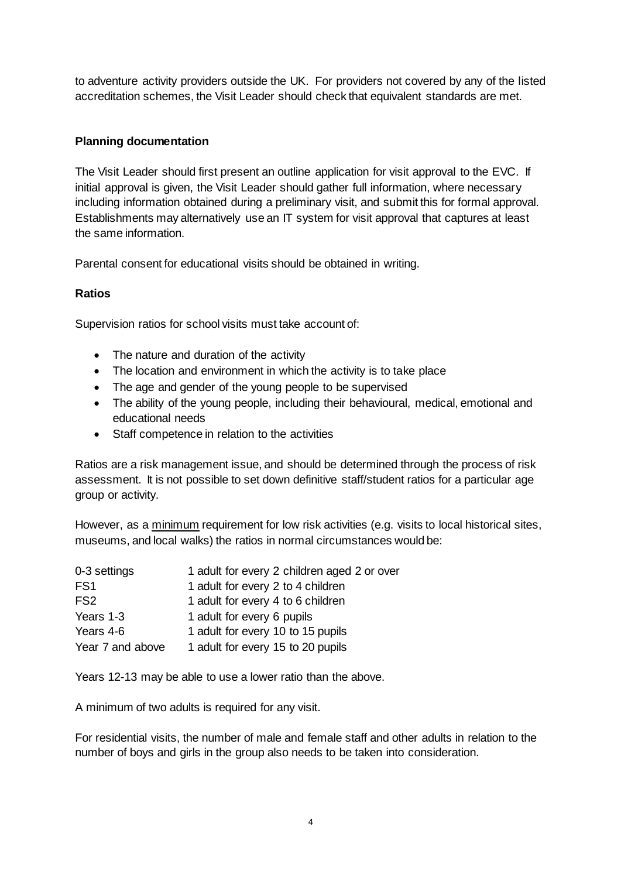to adventure activity providers outside the UK. For providers not covered by any of the listed accreditation schemes, the Visit Leader should check that equivalent standards are met.

**Planning documentation**

The Visit Leader should first present an outline application for visit approval to the EVC. If initial approval is given, the Visit Leader should gather full information, where necessary including information obtained during a preliminary visit, and submit this for formal approval. Establishments may alternatively use an IT system for visit approval that captures at least the same information.

Parental consent for educational visits should be obtained in writing.

**Ratios**

Supervision ratios for school visits must take account of:

- The nature and duration of the activity
- The location and environment in which the activity is to take place
- The age and gender of the young people to be supervised
- The ability of the young people, including their behavioural, medical, emotional and educational needs
- Staff competence in relation to the activities

Ratios are a risk management issue, and should be determined through the process of risk assessment. It is not possible to set down definitive staff/student ratios for a particular age group or activity.

However, as a <u>minimum</u> requirement for low risk activities (e.g. visits to local historical sites, museums, and local walks) the ratios in normal circumstances would be:

| | |
|---|---|
| 0-3 settings | 1 adult for every 2 children aged 2 or over |
| FS1 | 1 adult for every 2 to 4 children |
| FS2 | 1 adult for every 4 to 6 children |
| Years 1-3 | 1 adult for every 6 pupils |
| Years 4-6 | 1 adult for every 10 to 15 pupils |
| Year 7 and above | 1 adult for every 15 to 20 pupils |

Years 12-13 may be able to use a lower ratio than the above.

A minimum of two adults is required for any visit.

For residential visits, the number of male and female staff and other adults in relation to the number of boys and girls in the group also needs to be taken into consideration.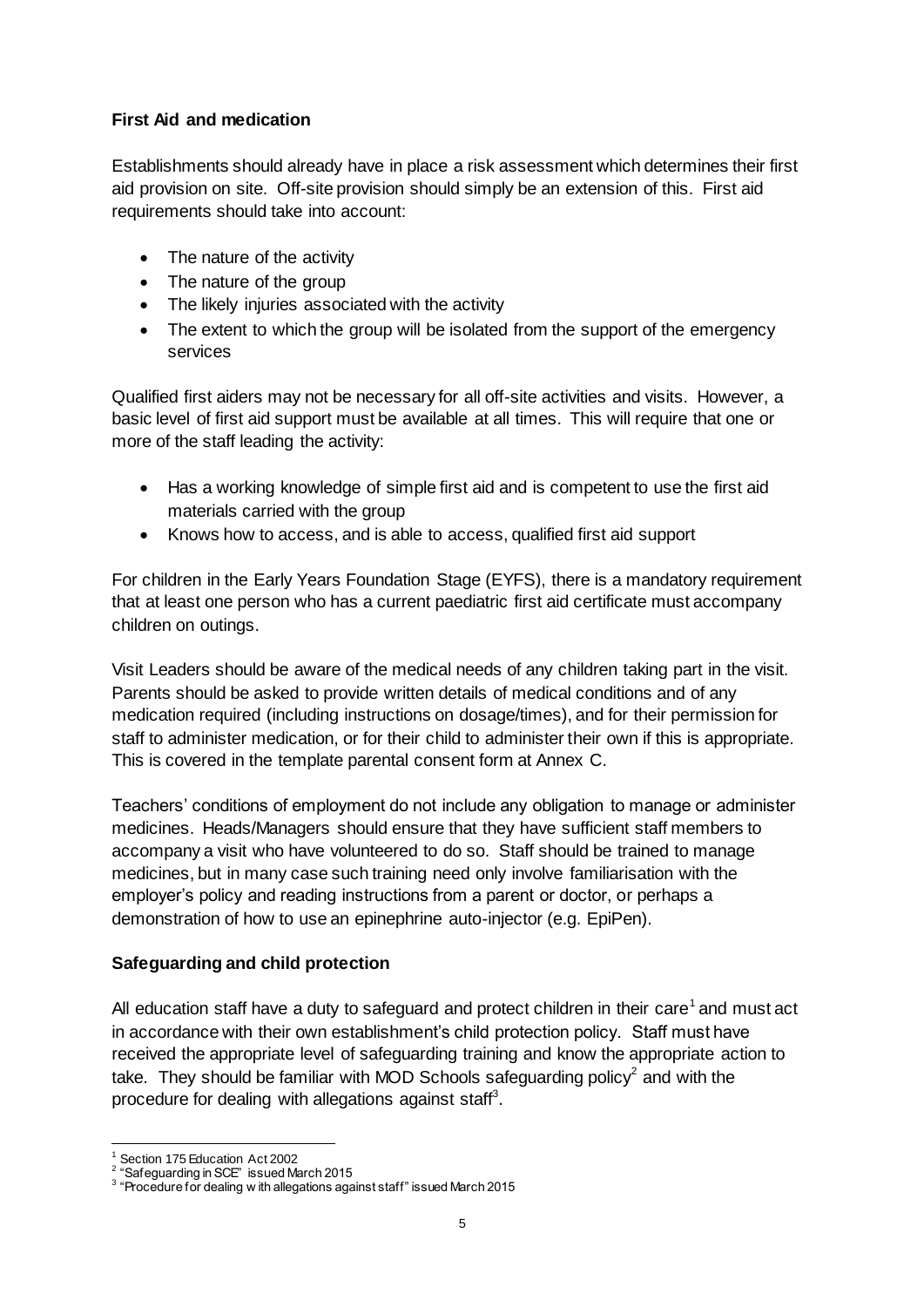**First Aid and medication**

Establishments should already have in place a risk assessment which determines their first aid provision on site. Off-site provision should simply be an extension of this. First aid requirements should take into account:

- The nature of the activity
- The nature of the group
- The likely injuries associated with the activity
- The extent to which the group will be isolated from the support of the emergency services

Qualified first aiders may not be necessary for all off-site activities and visits. However, a basic level of first aid support must be available at all times. This will require that one or more of the staff leading the activity:

- Has a working knowledge of simple first aid and is competent to use the first aid materials carried with the group
- Knows how to access, and is able to access, qualified first aid support

For children in the Early Years Foundation Stage (EYFS), there is a mandatory requirement that at least one person who has a current paediatric first aid certificate must accompany children on outings.

Visit Leaders should be aware of the medical needs of any children taking part in the visit. Parents should be asked to provide written details of medical conditions and of any medication required (including instructions on dosage/times), and for their permission for staff to administer medication, or for their child to administer their own if this is appropriate. This is covered in the template parental consent form at Annex C.

Teachers' conditions of employment do not include any obligation to manage or administer medicines. Heads/Managers should ensure that they have sufficient staff members to accompany a visit who have volunteered to do so. Staff should be trained to manage medicines, but in many case such training need only involve familiarisation with the employer's policy and reading instructions from a parent or doctor, or perhaps a demonstration of how to use an epinephrine auto-injector (e.g. EpiPen).

**Safeguarding and child protection**

All education staff have a duty to safeguard and protect children in their care[1] and must act in accordance with their own establishment's child protection policy. Staff must have received the appropriate level of safeguarding training and know the appropriate action to take. They should be familiar with MOD Schools safeguarding policy[2] and with the procedure for dealing with allegations against staff[3].

---

[1] Section 175 Education Act 2002
[2] "Safeguarding in SCE" issued March 2015
[3] "Procedure for dealing with allegations against staff" issued March 2015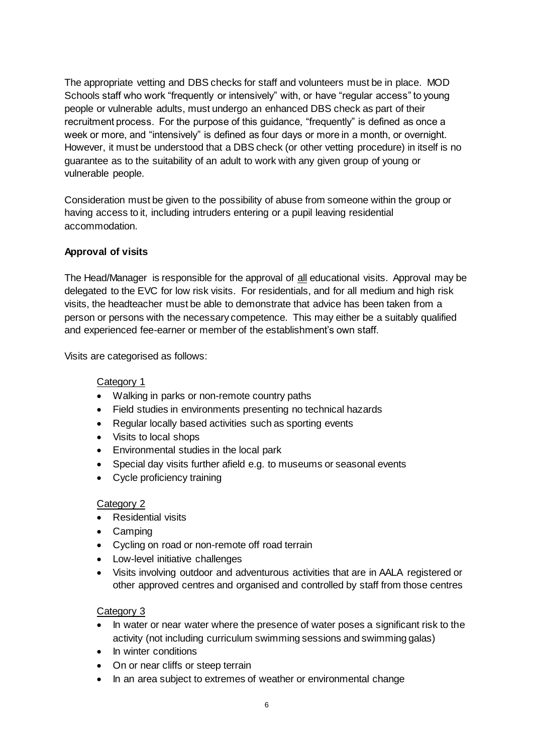The appropriate vetting and DBS checks for staff and volunteers must be in place. MOD Schools staff who work "frequently or intensively" with, or have "regular access" to young people or vulnerable adults, must undergo an enhanced DBS check as part of their recruitment process. For the purpose of this guidance, "frequently" is defined as once a week or more, and "intensively" is defined as four days or more in a month, or overnight. However, it must be understood that a DBS check (or other vetting procedure) in itself is no guarantee as to the suitability of an adult to work with any given group of young or vulnerable people.

Consideration must be given to the possibility of abuse from someone within the group or having access to it, including intruders entering or a pupil leaving residential accommodation.

**Approval of visits**

The Head/Manager is responsible for the approval of <u>all</u> educational visits. Approval may be delegated to the EVC for low risk visits. For residentials, and for all medium and high risk visits, the headteacher must be able to demonstrate that advice has been taken from a person or persons with the necessary competence. This may either be a suitably qualified and experienced fee-earner or member of the establishment's own staff.

Visits are categorised as follows:

<u>Category 1</u>

- Walking in parks or non-remote country paths
- Field studies in environments presenting no technical hazards
- Regular locally based activities such as sporting events
- Visits to local shops
- Environmental studies in the local park
- Special day visits further afield e.g. to museums or seasonal events
- Cycle proficiency training

<u>Category 2</u>

- Residential visits
- Camping
- Cycling on road or non-remote off road terrain
- Low-level initiative challenges
- Visits involving outdoor and adventurous activities that are in AALA registered or other approved centres and organised and controlled by staff from those centres

<u>Category 3</u>

- In water or near water where the presence of water poses a significant risk to the activity (not including curriculum swimming sessions and swimming galas)
- In winter conditions
- On or near cliffs or steep terrain
- In an area subject to extremes of weather or environmental change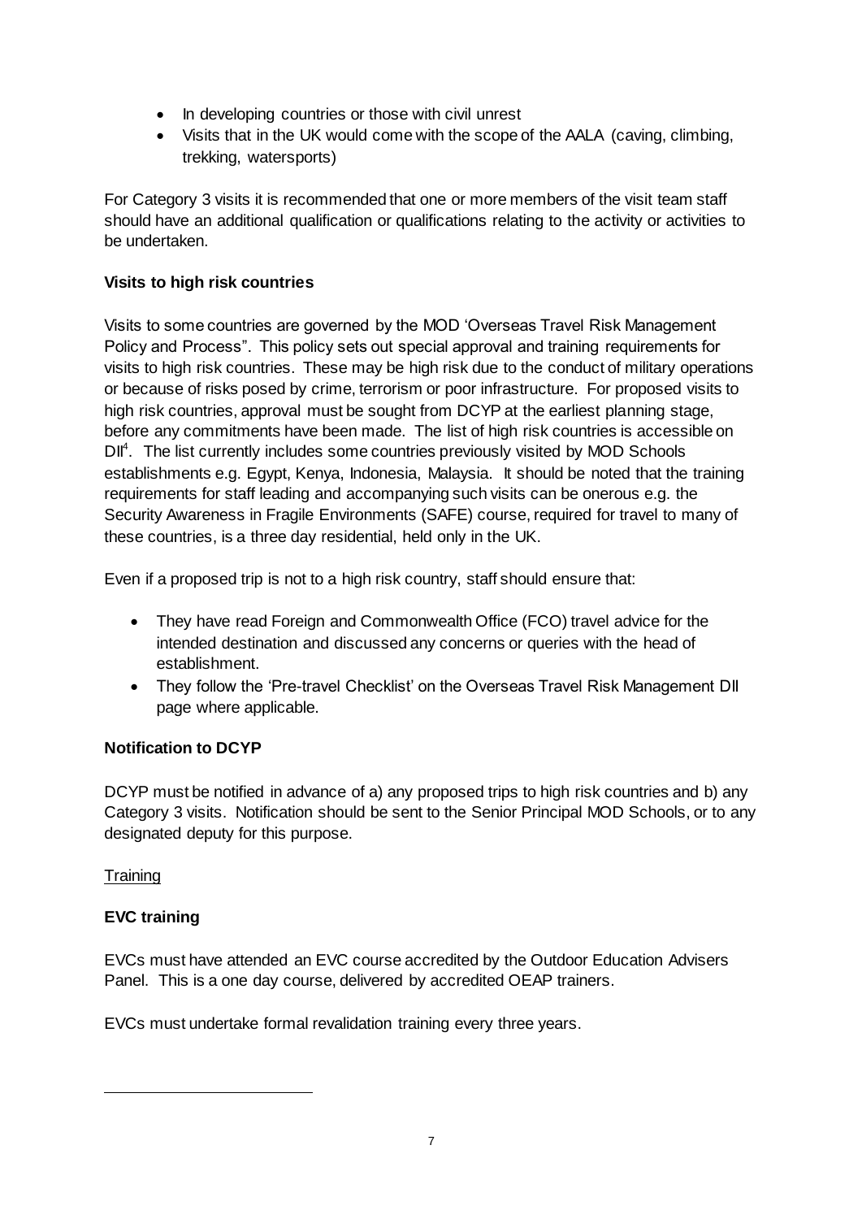- In developing countries or those with civil unrest
- Visits that in the UK would come with the scope of the AALA (caving, climbing, trekking, watersports)

For Category 3 visits it is recommended that one or more members of the visit team staff should have an additional qualification or qualifications relating to the activity or activities to be undertaken.

**Visits to high risk countries**

Visits to some countries are governed by the MOD 'Overseas Travel Risk Management Policy and Process". This policy sets out special approval and training requirements for visits to high risk countries. These may be high risk due to the conduct of military operations or because of risks posed by crime, terrorism or poor infrastructure. For proposed visits to high risk countries, approval must be sought from DCYP at the earliest planning stage, before any commitments have been made. The list of high risk countries is accessible on DII[4]. The list currently includes some countries previously visited by MOD Schools establishments e.g. Egypt, Kenya, Indonesia, Malaysia. It should be noted that the training requirements for staff leading and accompanying such visits can be onerous e.g. the Security Awareness in Fragile Environments (SAFE) course, required for travel to many of these countries, is a three day residential, held only in the UK.

Even if a proposed trip is not to a high risk country, staff should ensure that:

- They have read Foreign and Commonwealth Office (FCO) travel advice for the intended destination and discussed any concerns or queries with the head of establishment.
- They follow the 'Pre-travel Checklist' on the Overseas Travel Risk Management DII page where applicable.

**Notification to DCYP**

DCYP must be notified in advance of a) any proposed trips to high risk countries and b) any Category 3 visits. Notification should be sent to the Senior Principal MOD Schools, or to any designated deputy for this purpose.

Training

**EVC training**

EVCs must have attended an EVC course accredited by the Outdoor Education Advisers Panel. This is a one day course, delivered by accredited OEAP trainers.

EVCs must undertake formal revalidation training every three years.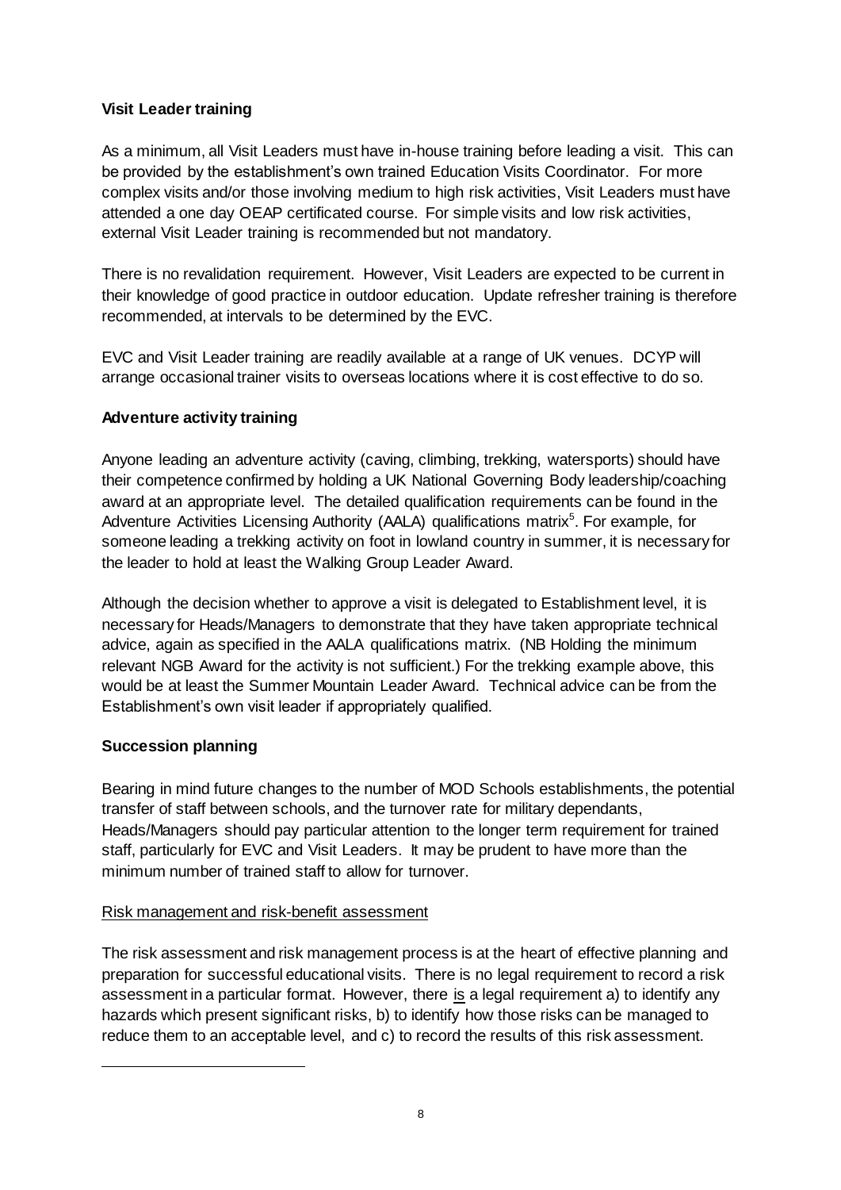### Visit Leader training

As a minimum, all Visit Leaders must have in-house training before leading a visit. This can be provided by the establishment's own trained Education Visits Coordinator. For more complex visits and/or those involving medium to high risk activities, Visit Leaders must have attended a one day OEAP certificated course. For simple visits and low risk activities, external Visit Leader training is recommended but not mandatory.

There is no revalidation requirement. However, Visit Leaders are expected to be current in their knowledge of good practice in outdoor education. Update refresher training is therefore recommended, at intervals to be determined by the EVC.

EVC and Visit Leader training are readily available at a range of UK venues. DCYP will arrange occasional trainer visits to overseas locations where it is cost effective to do so.

### Adventure activity training

Anyone leading an adventure activity (caving, climbing, trekking, watersports) should have their competence confirmed by holding a UK National Governing Body leadership/coaching award at an appropriate level. The detailed qualification requirements can be found in the Adventure Activities Licensing Authority (AALA) qualifications matrix[5]. For example, for someone leading a trekking activity on foot in lowland country in summer, it is necessary for the leader to hold at least the Walking Group Leader Award.

Although the decision whether to approve a visit is delegated to Establishment level, it is necessary for Heads/Managers to demonstrate that they have taken appropriate technical advice, again as specified in the AALA qualifications matrix. (NB Holding the minimum relevant NGB Award for the activity is not sufficient.) For the trekking example above, this would be at least the Summer Mountain Leader Award. Technical advice can be from the Establishment's own visit leader if appropriately qualified.

### Succession planning

Bearing in mind future changes to the number of MOD Schools establishments, the potential transfer of staff between schools, and the turnover rate for military dependants, Heads/Managers should pay particular attention to the longer term requirement for trained staff, particularly for EVC and Visit Leaders. It may be prudent to have more than the minimum number of trained staff to allow for turnover.

<u>Risk management and risk-benefit assessment</u>

The risk assessment and risk management process is at the heart of effective planning and preparation for successful educational visits. There is no legal requirement to record a risk assessment in a particular format. However, there <u>is</u> a legal requirement a) to identify any hazards which present significant risks, b) to identify how those risks can be managed to reduce them to an acceptable level, and c) to record the results of this risk assessment.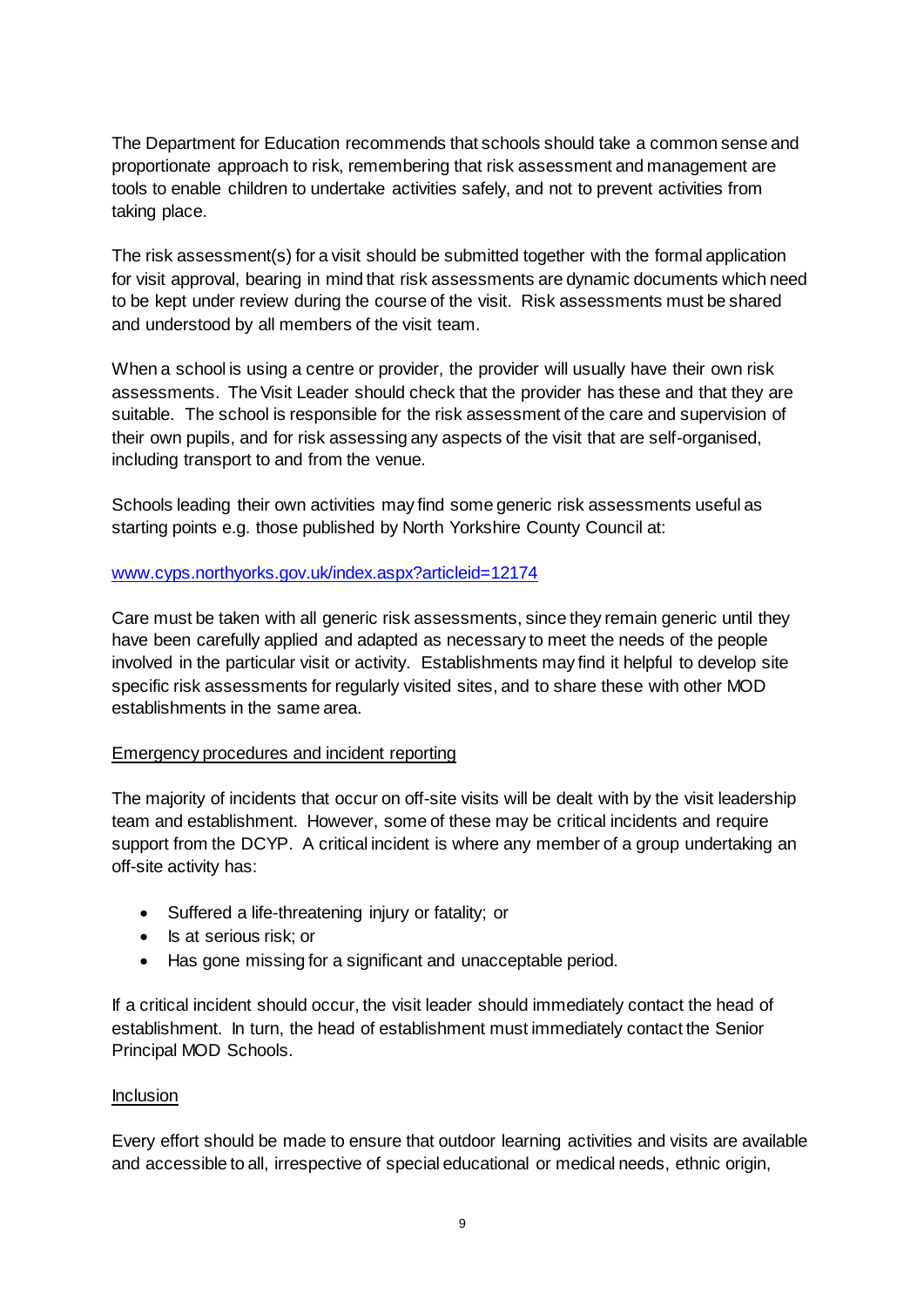The Department for Education recommends that schools should take a common sense and proportionate approach to risk, remembering that risk assessment and management are tools to enable children to undertake activities safely, and not to prevent activities from taking place.

The risk assessment(s) for a visit should be submitted together with the formal application for visit approval, bearing in mind that risk assessments are dynamic documents which need to be kept under review during the course of the visit. Risk assessments must be shared and understood by all members of the visit team.

When a school is using a centre or provider, the provider will usually have their own risk assessments. The Visit Leader should check that the provider has these and that they are suitable. The school is responsible for the risk assessment of the care and supervision of their own pupils, and for risk assessing any aspects of the visit that are self-organised, including transport to and from the venue.

Schools leading their own activities may find some generic risk assessments useful as starting points e.g. those published by North Yorkshire County Council at:

[www.cyps.northyorks.gov.uk/index.aspx?articleid=12174](www.cyps.northyorks.gov.uk/index.aspx?articleid=12174)

Care must be taken with all generic risk assessments, since they remain generic until they have been carefully applied and adapted as necessary to meet the needs of the people involved in the particular visit or activity. Establishments may find it helpful to develop site specific risk assessments for regularly visited sites, and to share these with other MOD establishments in the same area.

## Emergency procedures and incident reporting

The majority of incidents that occur on off-site visits will be dealt with by the visit leadership team and establishment. However, some of these may be critical incidents and require support from the DCYP. A critical incident is where any member of a group undertaking an off-site activity has:

- Suffered a life-threatening injury or fatality; or
- Is at serious risk; or
- Has gone missing for a significant and unacceptable period.

If a critical incident should occur, the visit leader should immediately contact the head of establishment. In turn, the head of establishment must immediately contact the Senior Principal MOD Schools.

## Inclusion

Every effort should be made to ensure that outdoor learning activities and visits are available and accessible to all, irrespective of special educational or medical needs, ethnic origin,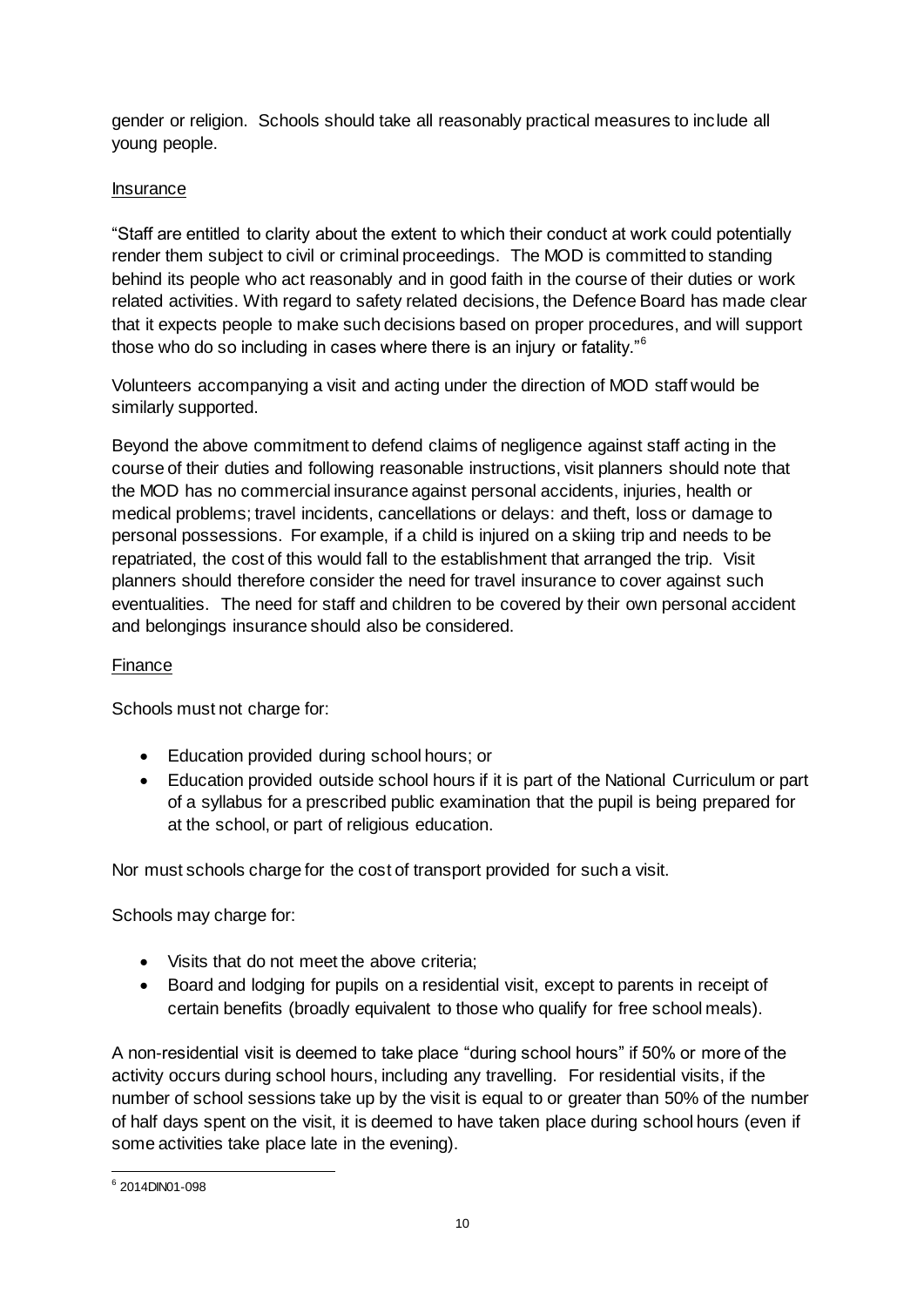gender or religion. Schools should take all reasonably practical measures to include all young people.

## Insurance

"Staff are entitled to clarity about the extent to which their conduct at work could potentially render them subject to civil or criminal proceedings. The MOD is committed to standing behind its people who act reasonably and in good faith in the course of their duties or work related activities. With regard to safety related decisions, the Defence Board has made clear that it expects people to make such decisions based on proper procedures, and will support those who do so including in cases where there is an injury or fatality."[6]

Volunteers accompanying a visit and acting under the direction of MOD staff would be similarly supported.

Beyond the above commitment to defend claims of negligence against staff acting in the course of their duties and following reasonable instructions, visit planners should note that the MOD has no commercial insurance against personal accidents, injuries, health or medical problems; travel incidents, cancellations or delays: and theft, loss or damage to personal possessions. For example, if a child is injured on a skiing trip and needs to be repatriated, the cost of this would fall to the establishment that arranged the trip. Visit planners should therefore consider the need for travel insurance to cover against such eventualities. The need for staff and children to be covered by their own personal accident and belongings insurance should also be considered.

## Finance

Schools must not charge for:

- Education provided during school hours; or
- Education provided outside school hours if it is part of the National Curriculum or part of a syllabus for a prescribed public examination that the pupil is being prepared for at the school, or part of religious education.

Nor must schools charge for the cost of transport provided for such a visit.

Schools may charge for:

- Visits that do not meet the above criteria;
- Board and lodging for pupils on a residential visit, except to parents in receipt of certain benefits (broadly equivalent to those who qualify for free school meals).

A non-residential visit is deemed to take place "during school hours" if 50% or more of the activity occurs during school hours, including any travelling. For residential visits, if the number of school sessions take up by the visit is equal to or greater than 50% of the number of half days spent on the visit, it is deemed to have taken place during school hours (even if some activities take place late in the evening).

[6] 2014DIN01-098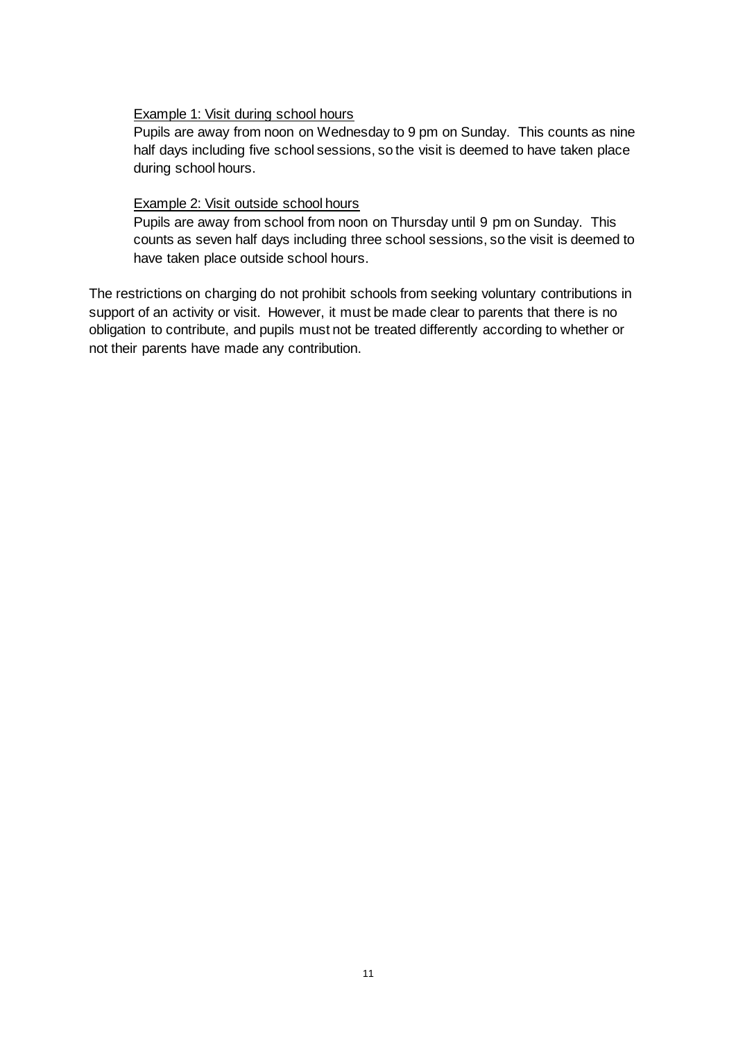<u>Example 1: Visit during school hours</u>

Pupils are away from noon on Wednesday to 9 pm on Sunday. This counts as nine half days including five school sessions, so the visit is deemed to have taken place during school hours.

<u>Example 2: Visit outside school hours</u>

Pupils are away from school from noon on Thursday until 9 pm on Sunday. This counts as seven half days including three school sessions, so the visit is deemed to have taken place outside school hours.

The restrictions on charging do not prohibit schools from seeking voluntary contributions in support of an activity or visit. However, it must be made clear to parents that there is no obligation to contribute, and pupils must not be treated differently according to whether or not their parents have made any contribution.